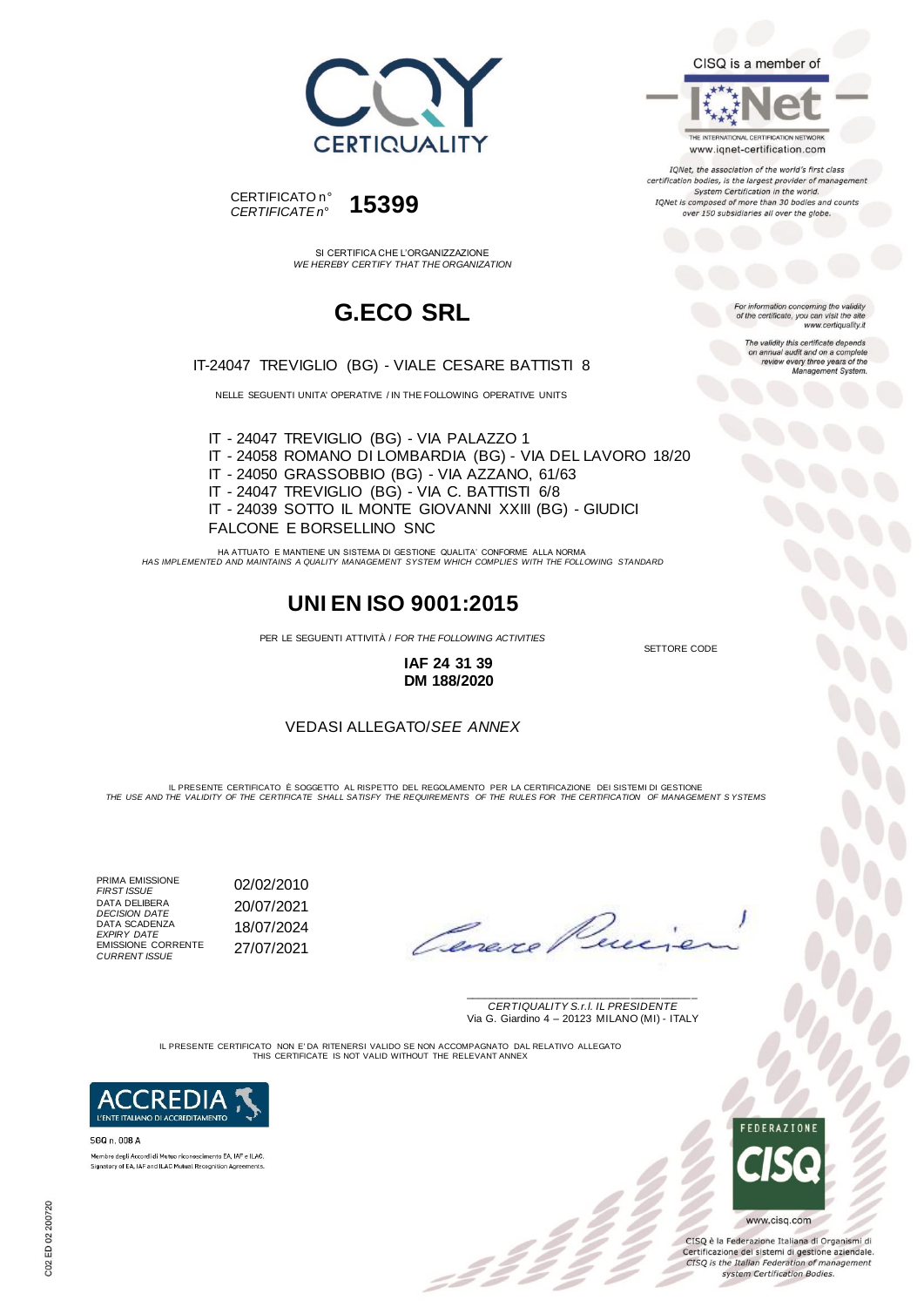CERTIQUALITY

CISQ is a member of

IQNet
THE INTERNATIONAL CERTIFICATION NETWORK
www.iqnet-certification.com

*IQNet, the association of the world's first class certification bodies, is the largest provider of management System Certification in the world. IQNet is composed of more than 30 bodies and counts over 150 subsidiaries all over the globe.*

CERTIFICATO n°
*CERTIFICATE n°* **15399**

SI CERTIFICA CHE L'ORGANIZZAZIONE
*WE HEREBY CERTIFY THAT THE ORGANIZATION*

# G.ECO SRL

IT-24047 TREVIGLIO (BG) - VIALE CESARE BATTISTI 8

NELLE SEGUENTI UNITA' OPERATIVE / IN THE FOLLOWING OPERATIVE UNITS

IT - 24047 TREVIGLIO (BG) - VIA PALAZZO 1
IT - 24058 ROMANO DI LOMBARDIA (BG) - VIA DEL LAVORO 18/20
IT - 24050 GRASSOBBIO (BG) - VIA AZZANO, 61/63
IT - 24047 TREVIGLIO (BG) - VIA C. BATTISTI 6/8
IT - 24039 SOTTO IL MONTE GIOVANNI XXIII (BG) - GIUDICI FALCONE E BORSELLINO SNC

*For information concerning the validity of the certificate, you can visit the site www.certiquality.it*

*The validity this certificate depends on annual audit and on a complete review every three years of the Management System.*

HA ATTUATO E MANTIENE UN SISTEMA DI GESTIONE QUALITA' CONFORME ALLA NORMA
*HAS IMPLEMENTED AND MAINTAINS A QUALITY MANAGEMENT SYSTEM WHICH COMPLIES WITH THE FOLLOWING STANDARD*

# UNI EN ISO 9001:2015

PER LE SEGUENTI ATTIVITÀ / *FOR THE FOLLOWING ACTIVITIES*

SETTORE CODE

**IAF 24 31 39**
**DM 188/2020**

VEDASI ALLEGATO/*SEE ANNEX*

IL PRESENTE CERTIFICATO È SOGGETTO AL RISPETTO DEL REGOLAMENTO PER LA CERTIFICAZIONE DEI SISTEMI DI GESTIONE
*THE USE AND THE VALIDITY OF THE CERTIFICATE SHALL SATISFY THE REQUIREMENTS OF THE RULES FOR THE CERTIFICATION OF MANAGEMENT SYSTEMS*

| | |
|---|---|
| PRIMA EMISSIONE *FIRST ISSUE* | 02/02/2010 |
| DATA DELIBERA *DECISION DATE* | 20/07/2021 |
| DATA SCADENZA *EXPIRY DATE* | 18/07/2024 |
| EMISSIONE CORRENTE *CURRENT ISSUE* | 27/07/2021 |

*CERTIQUALITY S.r.l. IL PRESIDENTE*
Via G. Giardino 4 – 20123 MILANO (MI) - ITALY

IL PRESENTE CERTIFICATO NON E' DA RITENERSI VALIDO SE NON ACCOMPAGNATO DAL RELATIVO ALLEGATO
THIS CERTIFICATE IS NOT VALID WITHOUT THE RELEVANT ANNEX

ACCREDIA
L'ENTE ITALIANO DI ACCREDITAMENTO

SGQ n. 008 A

Membro degli Accordi di Mutuo riconoscimento EA, IAF e ILAC.
Signatory of EA, IAF and ILAC Mutual Recognition Agreements.

FEDERAZIONE CISQ
www.cisq.com

CISQ è la Federazione Italiana di Organismi di Certificazione dei sistemi di gestione aziendale.
*CISQ is the Italian Federation of management system Certification Bodies.*

C02 ED 02 200720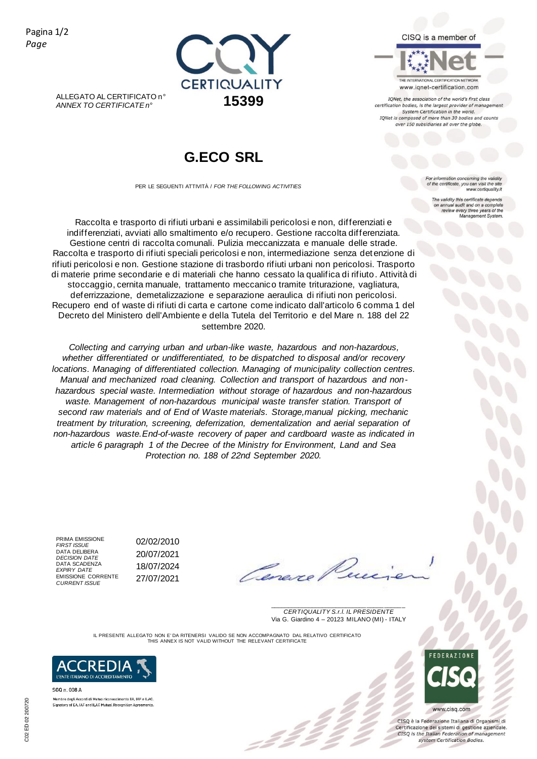ALLEGATO AL CERTIFICATO n°
*ANNEX TO CERTIFICATE n°*

**15399**

CISQ is a member of

THE INTERNATIONAL CERTIFICATION NETWORK
www.iqnet-certification.com

*IQNet, the association of the world's first class certification bodies, is the largest provider of management System Certification in the world. IQNet is composed of more than 30 bodies and counts over 150 subsidiaries all over the globe.*

# G.ECO SRL

PER LE SEGUENTI ATTIVITÀ / *FOR THE FOLLOWING ACTIVITIES*

*For information concerning the validity of the certificate, you can visit the site www.certiquality.it*

*The validity this certificate depends on annual audit and on a complete review every three years of the Management System.*

Raccolta e trasporto di rifiuti urbani e assimilabili pericolosi e non, differenziati e indifferenziati, avviati allo smaltimento e/o recupero. Gestione raccolta differenziata. Gestione centri di raccolta comunali. Pulizia meccanizzata e manuale delle strade. Raccolta e trasporto di rifiuti speciali pericolosi e non, intermediazione senza detenzione di rifiuti pericolosi e non. Gestione stazione di trasbordo rifiuti urbani non pericolosi. Trasporto di materie prime secondarie e di materiali che hanno cessato la qualifica di rifiuto. Attività di stoccaggio, cernita manuale, trattamento meccanico tramite triturazione, vagliatura, deferrizzazione, demetalizzazione e separazione aeraulica di rifiuti non pericolosi. Recupero end of waste di rifiuti di carta e cartone come indicato dall'articolo 6 comma 1 del Decreto del Ministero dell'Ambiente e della Tutela del Territorio e del Mare n. 188 del 22 settembre 2020.

*Collecting and carrying urban and urban-like waste, hazardous and non-hazardous, whether differentiated or undifferentiated, to be dispatched to disposal and/or recovery locations. Managing of differentiated collection. Managing of municipality collection centres. Manual and mechanized road cleaning. Collection and transport of hazardous and non-hazardous special waste. Intermediation without storage of hazardous and non-hazardous waste. Management of non-hazardous municipal waste transfer station. Transport of second raw materials and of End of Waste materials. Storage,manual picking, mechanic treatment by trituration, screening, deferrization, dementalization and aerial separation of non-hazardous waste.End-of-waste recovery of paper and cardboard waste as indicated in article 6 paragraph 1 of the Decree of the Ministry for Environment, Land and Sea Protection no. 188 of 22nd September 2020.*

| | |
|---|---|
| PRIMA EMISSIONE *FIRST ISSUE* | 02/02/2010 |
| DATA DELIBERA *DECISION DATE* | 20/07/2021 |
| DATA SCADENZA *EXPIRY DATE* | 18/07/2024 |
| EMISSIONE CORRENTE *CURRENT ISSUE* | 27/07/2021 |

*CERTIQUALITY S.r.l. IL PRESIDENTE*
Via G. Giardino 4 – 20123 MILANO (MI) - ITALY

IL PRESENTE ALLEGATO NON E' DA RITENERSI VALIDO SE NON ACCOMPAGNATO DAL RELATIVO CERTIFICATO
THIS ANNEX IS NOT VALID WITHOUT THE RELEVANT CERTIFICATE

ACCREDIA L'ENTE ITALIANO DI ACCREDITAMENTO
SGQ n. 008 A
Membro degli Accordi di Mutuo riconoscimento EA, IAF e ILAC.
Signatory of EA, IAF and ILAC Mutual Recognition Agreements.

FEDERAZIONE CISQ
www.cisq.com
CISQ è la Federazione Italiana di Organismi di Certificazione dei sistemi di gestione aziendale.
*CISQ is the Italian Federation of management system Certification Bodies.*

C02 ED 02 200720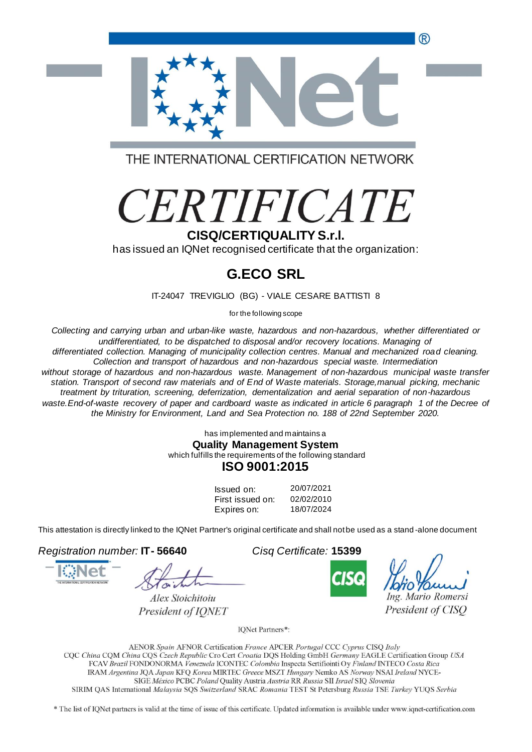THE INTERNATIONAL CERTIFICATION NETWORK

# CERTIFICATE

**CISQ/CERTIQUALITY S.r.l.**

has issued an IQNet recognised certificate that the organization:

## G.ECO SRL

IT-24047 TREVIGLIO (BG) - VIALE CESARE BATTISTI 8

for the following scope

*Collecting and carrying urban and urban-like waste, hazardous and non-hazardous, whether differentiated or undifferentiated, to be dispatched to disposal and/or recovery locations. Managing of differentiated collection. Managing of municipality collection centres. Manual and mechanized road cleaning. Collection and transport of hazardous and non-hazardous special waste. Intermediation without storage of hazardous and non-hazardous waste. Management of non-hazardous municipal waste transfer station. Transport of second raw materials and of End of Waste materials. Storage,manual picking, mechanic treatment by trituration, screening, deferrization, dementalization and aerial separation of non-hazardous waste.End-of-waste recovery of paper and cardboard waste as indicated in article 6 paragraph 1 of the Decree of the Ministry for Environment, Land and Sea Protection no. 188 of 22nd September 2020.*

has implemented and maintains a

**Quality Management System**

which fulfills the requirements of the following standard

**ISO 9001:2015**

| | |
|---|---|
| Issued on: | 20/07/2021 |
| First issued on: | 02/02/2010 |
| Expires on: | 18/07/2024 |

This attestation is directly linked to the IQNet Partner's original certificate and shall not be used as a stand-alone document

*Registration number:* **IT - 56640** *Cisq Certificate:* **15399**

*Alex Stoichitoiu*
*President of IQNET*

*Ing. Mario Romersi*
*President of CISQ*

IQNet Partners*:

AENOR *Spain* AFNOR Certification *France* APCER *Portugal* CCC *Cyprus* CISQ *Italy* CQC *China* CQM *China* CQS *Czech Republic* Cro Cert *Croatia* DQS Holding GmbH *Germany* EAGLE Certification Group *USA* FCAV *Brazil* FONDONORMA *Venezuela* ICONTEC *Colombia* Inspecta Sertifiointi Oy *Finland* INTECO *Costa Rica* IRAM *Argentina* JQA *Japan* KFQ *Korea* MIRTEC *Greece* MSZT *Hungary* Nemko AS *Norway* NSAI *Ireland* NYCE-SIGE *México* PCBC *Poland* Quality Austria *Austria* RR *Russia* SII *Israel* SIQ *Slovenia* SIRIM QAS International *Malaysia* SQS *Switzerland* SRAC *Romania* TEST St Petersburg *Russia* TSE *Turkey* YUQS *Serbia*

* The list of IQNet partners is valid at the time of issue of this certificate. Updated information is available under www.iqnet-certification.com